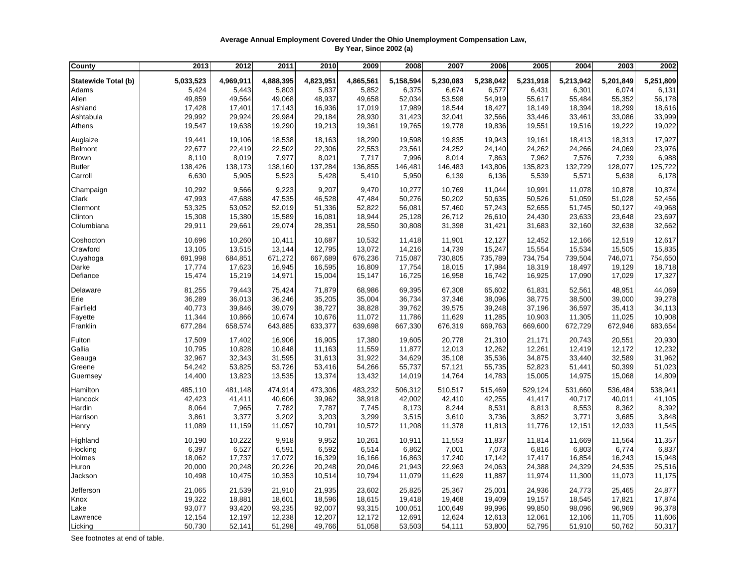**Average Annual Employment Covered Under the Ohio Unemployment Compensation Law, By Year, Since 2002 (a)**

| County | 2013 | 2012 | 2011 | 2010 | 2009 | 2008 | 2007 | 2006 | 2005 | 2004 | 2003 | 2002 |
|---|---|---|---|---|---|---|---|---|---|---|---|---|
| **Statewide Total (b)** | **5,033,523** | **4,969,911** | **4,888,395** | **4,823,951** | **4,865,561** | **5,158,594** | **5,230,083** | **5,238,042** | **5,231,918** | **5,213,942** | **5,201,849** | **5,251,809** |
| Adams | 5,424 | 5,443 | 5,803 | 5,837 | 5,852 | 6,375 | 6,674 | 6,577 | 6,431 | 6,301 | 6,074 | 6,131 |
| Allen | 49,859 | 49,564 | 49,068 | 48,937 | 49,658 | 52,034 | 53,598 | 54,919 | 55,617 | 55,484 | 55,352 | 56,178 |
| Ashland | 17,428 | 17,401 | 17,143 | 16,936 | 17,019 | 17,989 | 18,544 | 18,427 | 18,149 | 18,394 | 18,299 | 18,616 |
| Ashtabula | 29,992 | 29,924 | 29,984 | 29,184 | 28,930 | 31,423 | 32,041 | 32,566 | 33,446 | 33,461 | 33,086 | 33,999 |
| Athens | 19,547 | 19,638 | 19,290 | 19,213 | 19,361 | 19,765 | 19,778 | 19,836 | 19,551 | 19,516 | 19,222 | 19,022 |
| Auglaize | 19,441 | 19,106 | 18,538 | 18,163 | 18,290 | 19,598 | 19,835 | 19,943 | 19,161 | 18,413 | 18,313 | 17,927 |
| Belmont | 22,677 | 22,419 | 22,502 | 22,306 | 22,553 | 23,561 | 24,252 | 24,140 | 24,262 | 24,266 | 24,069 | 23,976 |
| Brown | 8,110 | 8,019 | 7,977 | 8,021 | 7,717 | 7,996 | 8,014 | 7,863 | 7,962 | 7,576 | 7,239 | 6,988 |
| Butler | 138,426 | 138,173 | 138,160 | 137,284 | 136,855 | 146,481 | 146,483 | 143,806 | 135,823 | 132,729 | 128,077 | 125,722 |
| Carroll | 6,630 | 5,905 | 5,523 | 5,428 | 5,410 | 5,950 | 6,139 | 6,136 | 5,539 | 5,571 | 5,638 | 6,178 |
| Champaign | 10,292 | 9,566 | 9,223 | 9,207 | 9,470 | 10,277 | 10,769 | 11,044 | 10,991 | 11,078 | 10,878 | 10,874 |
| Clark | 47,993 | 47,688 | 47,535 | 46,528 | 47,484 | 50,276 | 50,202 | 50,635 | 50,526 | 51,059 | 51,028 | 52,456 |
| Clermont | 53,325 | 53,052 | 52,019 | 51,336 | 52,822 | 56,081 | 57,460 | 57,243 | 52,655 | 51,745 | 50,127 | 49,968 |
| Clinton | 15,308 | 15,380 | 15,589 | 16,081 | 18,944 | 25,128 | 26,712 | 26,610 | 24,430 | 23,633 | 23,648 | 23,697 |
| Columbiana | 29,911 | 29,661 | 29,074 | 28,351 | 28,550 | 30,808 | 31,398 | 31,421 | 31,683 | 32,160 | 32,638 | 32,662 |
| Coshocton | 10,696 | 10,260 | 10,411 | 10,687 | 10,532 | 11,418 | 11,901 | 12,127 | 12,452 | 12,166 | 12,519 | 12,617 |
| Crawford | 13,105 | 13,515 | 13,144 | 12,795 | 13,072 | 14,216 | 14,739 | 15,247 | 15,554 | 15,534 | 15,505 | 15,835 |
| Cuyahoga | 691,998 | 684,851 | 671,272 | 667,689 | 676,236 | 715,087 | 730,805 | 735,789 | 734,754 | 739,504 | 746,071 | 754,650 |
| Darke | 17,774 | 17,623 | 16,945 | 16,595 | 16,809 | 17,754 | 18,015 | 17,984 | 18,319 | 18,497 | 19,129 | 18,718 |
| Defiance | 15,474 | 15,219 | 14,971 | 15,004 | 15,147 | 16,725 | 16,958 | 16,742 | 16,925 | 17,090 | 17,029 | 17,327 |
| Delaware | 81,255 | 79,443 | 75,424 | 71,879 | 68,986 | 69,395 | 67,308 | 65,602 | 61,831 | 52,561 | 48,951 | 44,069 |
| Erie | 36,289 | 36,013 | 36,246 | 35,205 | 35,004 | 36,734 | 37,346 | 38,096 | 38,775 | 38,500 | 39,000 | 39,278 |
| Fairfield | 40,773 | 39,846 | 39,079 | 38,727 | 38,828 | 39,762 | 39,575 | 39,248 | 37,196 | 36,597 | 35,413 | 34,113 |
| Fayette | 11,344 | 10,866 | 10,674 | 10,676 | 11,072 | 11,786 | 11,629 | 11,285 | 10,903 | 11,305 | 11,025 | 10,908 |
| Franklin | 677,284 | 658,574 | 643,885 | 633,377 | 639,698 | 667,330 | 676,319 | 669,763 | 669,600 | 672,729 | 672,946 | 683,654 |
| Fulton | 17,509 | 17,402 | 16,906 | 16,905 | 17,380 | 19,605 | 20,778 | 21,310 | 21,171 | 20,743 | 20,551 | 20,930 |
| Gallia | 10,795 | 10,828 | 10,848 | 11,163 | 11,559 | 11,877 | 12,013 | 12,262 | 12,261 | 12,419 | 12,172 | 12,232 |
| Geauga | 32,967 | 32,343 | 31,595 | 31,613 | 31,922 | 34,629 | 35,108 | 35,536 | 34,875 | 33,440 | 32,589 | 31,962 |
| Greene | 54,242 | 53,825 | 53,726 | 53,416 | 54,266 | 55,737 | 57,121 | 55,735 | 52,823 | 51,441 | 50,399 | 51,023 |
| Guernsey | 14,400 | 13,823 | 13,535 | 13,374 | 13,432 | 14,019 | 14,764 | 14,783 | 15,005 | 14,975 | 15,068 | 14,809 |
| Hamilton | 485,110 | 481,148 | 474,914 | 473,306 | 483,232 | 506,312 | 510,517 | 515,469 | 529,124 | 531,660 | 536,484 | 538,941 |
| Hancock | 42,423 | 41,411 | 40,606 | 39,962 | 38,918 | 42,002 | 42,410 | 42,255 | 41,417 | 40,717 | 40,011 | 41,105 |
| Hardin | 8,064 | 7,965 | 7,782 | 7,787 | 7,745 | 8,173 | 8,244 | 8,531 | 8,813 | 8,553 | 8,362 | 8,392 |
| Harrison | 3,861 | 3,377 | 3,202 | 3,203 | 3,299 | 3,515 | 3,610 | 3,736 | 3,852 | 3,771 | 3,685 | 3,848 |
| Henry | 11,089 | 11,159 | 11,057 | 10,791 | 10,572 | 11,208 | 11,378 | 11,813 | 11,776 | 12,151 | 12,033 | 11,545 |
| Highland | 10,190 | 10,222 | 9,918 | 9,952 | 10,261 | 10,911 | 11,553 | 11,837 | 11,814 | 11,669 | 11,564 | 11,357 |
| Hocking | 6,397 | 6,527 | 6,591 | 6,592 | 6,514 | 6,862 | 7,001 | 7,073 | 6,816 | 6,803 | 6,774 | 6,837 |
| Holmes | 18,062 | 17,737 | 17,072 | 16,329 | 16,166 | 16,863 | 17,240 | 17,142 | 17,417 | 16,854 | 16,243 | 15,948 |
| Huron | 20,000 | 20,248 | 20,226 | 20,248 | 20,046 | 21,943 | 22,963 | 24,063 | 24,388 | 24,329 | 24,535 | 25,516 |
| Jackson | 10,498 | 10,475 | 10,353 | 10,514 | 10,794 | 11,079 | 11,629 | 11,887 | 11,974 | 11,300 | 11,073 | 11,175 |
| Jefferson | 21,065 | 21,539 | 21,910 | 21,935 | 23,602 | 25,825 | 25,367 | 25,001 | 24,936 | 24,773 | 25,465 | 24,877 |
| Knox | 19,322 | 18,881 | 18,601 | 18,596 | 18,615 | 19,418 | 19,468 | 19,409 | 19,157 | 18,545 | 17,821 | 17,874 |
| Lake | 93,077 | 93,420 | 93,235 | 92,007 | 93,315 | 100,051 | 100,649 | 99,996 | 99,850 | 98,096 | 96,969 | 96,378 |
| Lawrence | 12,154 | 12,197 | 12,238 | 12,207 | 12,172 | 12,691 | 12,624 | 12,613 | 12,061 | 12,106 | 11,705 | 11,606 |
| Licking | 50,730 | 52,141 | 51,298 | 49,766 | 51,058 | 53,503 | 54,111 | 53,800 | 52,795 | 51,910 | 50,762 | 50,317 |

See footnotes at end of table.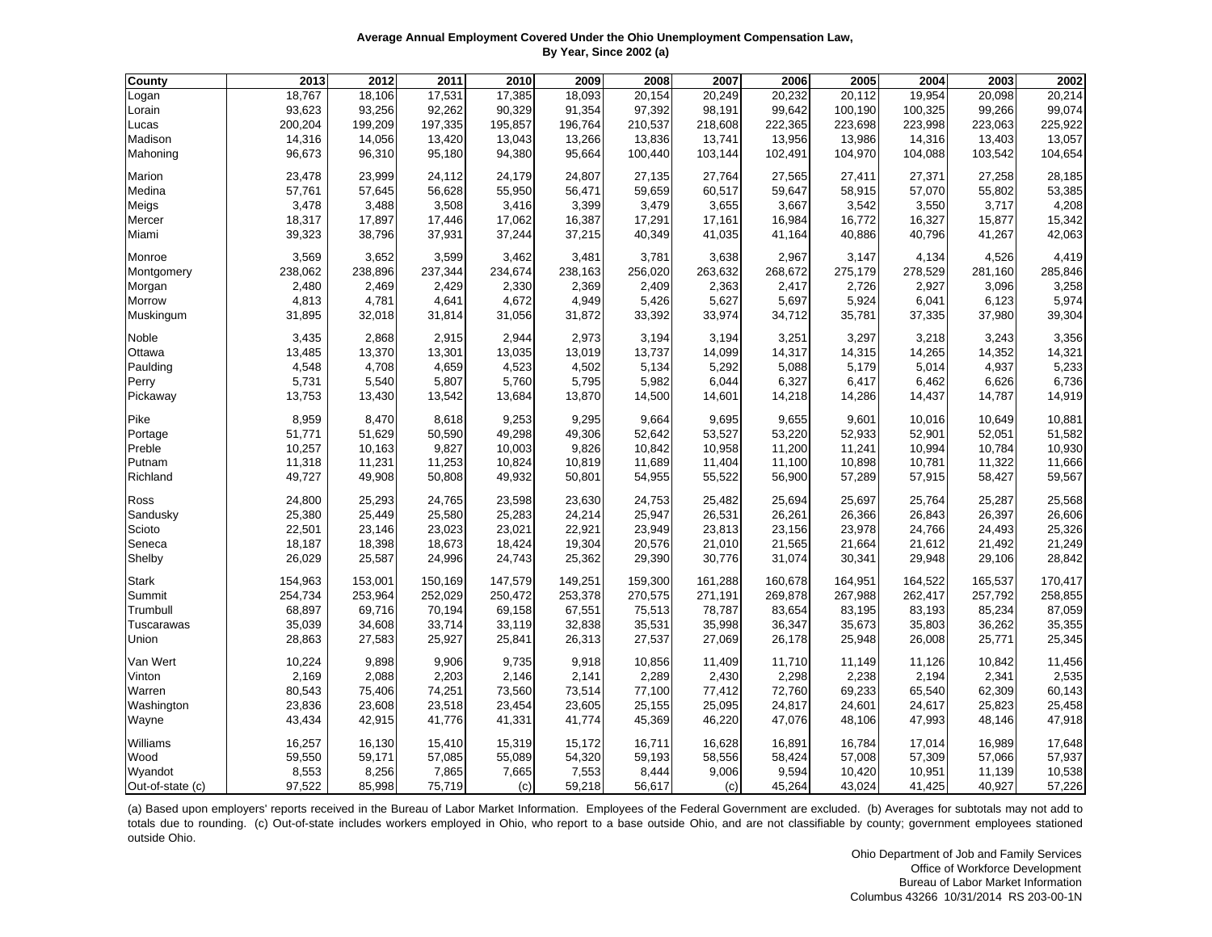**Average Annual Employment Covered Under the Ohio Unemployment Compensation Law, By Year, Since 2002 (a)**

| County | 2013 | 2012 | 2011 | 2010 | 2009 | 2008 | 2007 | 2006 | 2005 | 2004 | 2003 | 2002 |
|---|---|---|---|---|---|---|---|---|---|---|---|---|
| Logan | 18,767 | 18,106 | 17,531 | 17,385 | 18,093 | 20,154 | 20,249 | 20,232 | 20,112 | 19,954 | 20,098 | 20,214 |
| Lorain | 93,623 | 93,256 | 92,262 | 90,329 | 91,354 | 97,392 | 98,191 | 99,642 | 100,190 | 100,325 | 99,266 | 99,074 |
| Lucas | 200,204 | 199,209 | 197,335 | 195,857 | 196,764 | 210,537 | 218,608 | 222,365 | 223,698 | 223,998 | 223,063 | 225,922 |
| Madison | 14,316 | 14,056 | 13,420 | 13,043 | 13,266 | 13,836 | 13,741 | 13,956 | 13,986 | 14,316 | 13,403 | 13,057 |
| Mahoning | 96,673 | 96,310 | 95,180 | 94,380 | 95,664 | 100,440 | 103,144 | 102,491 | 104,970 | 104,088 | 103,542 | 104,654 |
| Marion | 23,478 | 23,999 | 24,112 | 24,179 | 24,807 | 27,135 | 27,764 | 27,565 | 27,411 | 27,371 | 27,258 | 28,185 |
| Medina | 57,761 | 57,645 | 56,628 | 55,950 | 56,471 | 59,659 | 60,517 | 59,647 | 58,915 | 57,070 | 55,802 | 53,385 |
| Meigs | 3,478 | 3,488 | 3,508 | 3,416 | 3,399 | 3,479 | 3,655 | 3,667 | 3,542 | 3,550 | 3,717 | 4,208 |
| Mercer | 18,317 | 17,897 | 17,446 | 17,062 | 16,387 | 17,291 | 17,161 | 16,984 | 16,772 | 16,327 | 15,877 | 15,342 |
| Miami | 39,323 | 38,796 | 37,931 | 37,244 | 37,215 | 40,349 | 41,035 | 41,164 | 40,886 | 40,796 | 41,267 | 42,063 |
| Monroe | 3,569 | 3,652 | 3,599 | 3,462 | 3,481 | 3,781 | 3,638 | 2,967 | 3,147 | 4,134 | 4,526 | 4,419 |
| Montgomery | 238,062 | 238,896 | 237,344 | 234,674 | 238,163 | 256,020 | 263,632 | 268,672 | 275,179 | 278,529 | 281,160 | 285,846 |
| Morgan | 2,480 | 2,469 | 2,429 | 2,330 | 2,369 | 2,409 | 2,363 | 2,417 | 2,726 | 2,927 | 3,096 | 3,258 |
| Morrow | 4,813 | 4,781 | 4,641 | 4,672 | 4,949 | 5,426 | 5,627 | 5,697 | 5,924 | 6,041 | 6,123 | 5,974 |
| Muskingum | 31,895 | 32,018 | 31,814 | 31,056 | 31,872 | 33,392 | 33,974 | 34,712 | 35,781 | 37,335 | 37,980 | 39,304 |
| Noble | 3,435 | 2,868 | 2,915 | 2,944 | 2,973 | 3,194 | 3,194 | 3,251 | 3,297 | 3,218 | 3,243 | 3,356 |
| Ottawa | 13,485 | 13,370 | 13,301 | 13,035 | 13,019 | 13,737 | 14,099 | 14,317 | 14,315 | 14,265 | 14,352 | 14,321 |
| Paulding | 4,548 | 4,708 | 4,659 | 4,523 | 4,502 | 5,134 | 5,292 | 5,088 | 5,179 | 5,014 | 4,937 | 5,233 |
| Perry | 5,731 | 5,540 | 5,807 | 5,760 | 5,795 | 5,982 | 6,044 | 6,327 | 6,417 | 6,462 | 6,626 | 6,736 |
| Pickaway | 13,753 | 13,430 | 13,542 | 13,684 | 13,870 | 14,500 | 14,601 | 14,218 | 14,286 | 14,437 | 14,787 | 14,919 |
| Pike | 8,959 | 8,470 | 8,618 | 9,253 | 9,295 | 9,664 | 9,695 | 9,655 | 9,601 | 10,016 | 10,649 | 10,881 |
| Portage | 51,771 | 51,629 | 50,590 | 49,298 | 49,306 | 52,642 | 53,527 | 53,220 | 52,933 | 52,901 | 52,051 | 51,582 |
| Preble | 10,257 | 10,163 | 9,827 | 10,003 | 9,826 | 10,842 | 10,958 | 11,200 | 11,241 | 10,994 | 10,784 | 10,930 |
| Putnam | 11,318 | 11,231 | 11,253 | 10,824 | 10,819 | 11,689 | 11,404 | 11,100 | 10,898 | 10,781 | 11,322 | 11,666 |
| Richland | 49,727 | 49,908 | 50,808 | 49,932 | 50,801 | 54,955 | 55,522 | 56,900 | 57,289 | 57,915 | 58,427 | 59,567 |
| Ross | 24,800 | 25,293 | 24,765 | 23,598 | 23,630 | 24,753 | 25,482 | 25,694 | 25,697 | 25,764 | 25,287 | 25,568 |
| Sandusky | 25,380 | 25,449 | 25,580 | 25,283 | 24,214 | 25,947 | 26,531 | 26,261 | 26,366 | 26,843 | 26,397 | 26,606 |
| Scioto | 22,501 | 23,146 | 23,023 | 23,021 | 22,921 | 23,949 | 23,813 | 23,156 | 23,978 | 24,766 | 24,493 | 25,326 |
| Seneca | 18,187 | 18,398 | 18,673 | 18,424 | 19,304 | 20,576 | 21,010 | 21,565 | 21,664 | 21,612 | 21,492 | 21,249 |
| Shelby | 26,029 | 25,587 | 24,996 | 24,743 | 25,362 | 29,390 | 30,776 | 31,074 | 30,341 | 29,948 | 29,106 | 28,842 |
| Stark | 154,963 | 153,001 | 150,169 | 147,579 | 149,251 | 159,300 | 161,288 | 160,678 | 164,951 | 164,522 | 165,537 | 170,417 |
| Summit | 254,734 | 253,964 | 252,029 | 250,472 | 253,378 | 270,575 | 271,191 | 269,878 | 267,988 | 262,417 | 257,792 | 258,855 |
| Trumbull | 68,897 | 69,716 | 70,194 | 69,158 | 67,551 | 75,513 | 78,787 | 83,654 | 83,195 | 83,193 | 85,234 | 87,059 |
| Tuscarawas | 35,039 | 34,608 | 33,714 | 33,119 | 32,838 | 35,531 | 35,998 | 36,347 | 35,673 | 35,803 | 36,262 | 35,355 |
| Union | 28,863 | 27,583 | 25,927 | 25,841 | 26,313 | 27,537 | 27,069 | 26,178 | 25,948 | 26,008 | 25,771 | 25,345 |
| Van Wert | 10,224 | 9,898 | 9,906 | 9,735 | 9,918 | 10,856 | 11,409 | 11,710 | 11,149 | 11,126 | 10,842 | 11,456 |
| Vinton | 2,169 | 2,088 | 2,203 | 2,146 | 2,141 | 2,289 | 2,430 | 2,298 | 2,238 | 2,194 | 2,341 | 2,535 |
| Warren | 80,543 | 75,406 | 74,251 | 73,560 | 73,514 | 77,100 | 77,412 | 72,760 | 69,233 | 65,540 | 62,309 | 60,143 |
| Washington | 23,836 | 23,608 | 23,518 | 23,454 | 23,605 | 25,155 | 25,095 | 24,817 | 24,601 | 24,617 | 25,823 | 25,458 |
| Wayne | 43,434 | 42,915 | 41,776 | 41,331 | 41,774 | 45,369 | 46,220 | 47,076 | 48,106 | 47,993 | 48,146 | 47,918 |
| Williams | 16,257 | 16,130 | 15,410 | 15,319 | 15,172 | 16,711 | 16,628 | 16,891 | 16,784 | 17,014 | 16,989 | 17,648 |
| Wood | 59,550 | 59,171 | 57,085 | 55,089 | 54,320 | 59,193 | 58,556 | 58,424 | 57,008 | 57,309 | 57,066 | 57,937 |
| Wyandot | 8,553 | 8,256 | 7,865 | 7,665 | 7,553 | 8,444 | 9,006 | 9,594 | 10,420 | 10,951 | 11,139 | 10,538 |
| Out-of-state (c) | 97,522 | 85,998 | 75,719 | (c) | 59,218 | 56,617 | (c) | 45,264 | 43,024 | 41,425 | 40,927 | 57,226 |

(a) Based upon employers' reports received in the Bureau of Labor Market Information. Employees of the Federal Government are excluded. (b) Averages for subtotals may not add to totals due to rounding. (c) Out-of-state includes workers employed in Ohio, who report to a base outside Ohio, and are not classifiable by county; government employees stationed outside Ohio.

Ohio Department of Job and Family Services
Office of Workforce Development
Bureau of Labor Market Information
Columbus 43266 10/31/2014 RS 203-00-1N